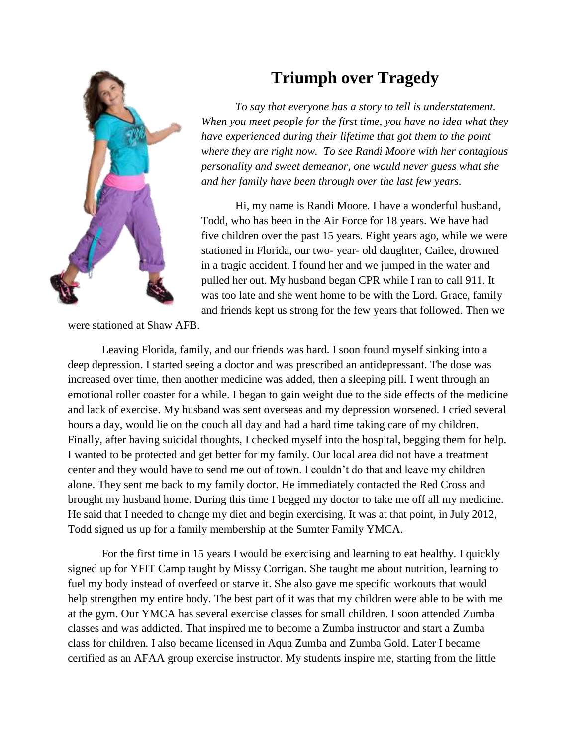# Triumph over Tragedy

*To say that everyone has a story to tell is understatement. When you meet people for the first time, you have no idea what they have experienced during their lifetime that got them to the point where they are right now. To see Randi Moore with her contagious personality and sweet demeanor, one would never guess what she and her family have been through over the last few years.*

Hi, my name is Randi Moore. I have a wonderful husband, Todd, who has been in the Air Force for 18 years. We have had five children over the past 15 years. Eight years ago, while we were stationed in Florida, our two- year- old daughter, Cailee, drowned in a tragic accident. I found her and we jumped in the water and pulled her out. My husband began CPR while I ran to call 911. It was too late and she went home to be with the Lord. Grace, family and friends kept us strong for the few years that followed. Then we were stationed at Shaw AFB.

Leaving Florida, family, and our friends was hard. I soon found myself sinking into a deep depression. I started seeing a doctor and was prescribed an antidepressant. The dose was increased over time, then another medicine was added, then a sleeping pill. I went through an emotional roller coaster for a while. I began to gain weight due to the side effects of the medicine and lack of exercise. My husband was sent overseas and my depression worsened. I cried several hours a day, would lie on the couch all day and had a hard time taking care of my children. Finally, after having suicidal thoughts, I checked myself into the hospital, begging them for help. I wanted to be protected and get better for my family. Our local area did not have a treatment center and they would have to send me out of town. I couldn't do that and leave my children alone. They sent me back to my family doctor. He immediately contacted the Red Cross and brought my husband home. During this time I begged my doctor to take me off all my medicine. He said that I needed to change my diet and begin exercising. It was at that point, in July 2012, Todd signed us up for a family membership at the Sumter Family YMCA.

For the first time in 15 years I would be exercising and learning to eat healthy. I quickly signed up for YFIT Camp taught by Missy Corrigan. She taught me about nutrition, learning to fuel my body instead of overfeed or starve it. She also gave me specific workouts that would help strengthen my entire body. The best part of it was that my children were able to be with me at the gym. Our YMCA has several exercise classes for small children. I soon attended Zumba classes and was addicted. That inspired me to become a Zumba instructor and start a Zumba class for children. I also became licensed in Aqua Zumba and Zumba Gold. Later I became certified as an AFAA group exercise instructor. My students inspire me, starting from the little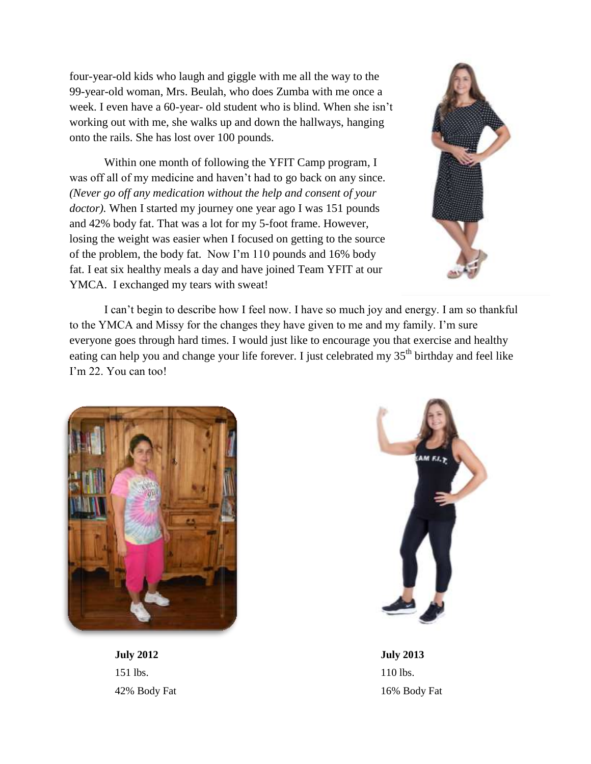four-year-old kids who laugh and giggle with me all the way to the 99-year-old woman, Mrs. Beulah, who does Zumba with me once a week. I even have a 60-year- old student who is blind. When she isn't working out with me, she walks up and down the hallways, hanging onto the rails. She has lost over 100 pounds.

Within one month of following the YFIT Camp program, I was off all of my medicine and haven't had to go back on any since. *(Never go off any medication without the help and consent of your doctor).* When I started my journey one year ago I was 151 pounds and 42% body fat. That was a lot for my 5-foot frame. However, losing the weight was easier when I focused on getting to the source of the problem, the body fat. Now I'm 110 pounds and 16% body fat. I eat six healthy meals a day and have joined Team YFIT at our YMCA. I exchanged my tears with sweat!

I can't begin to describe how I feel now. I have so much joy and energy. I am so thankful to the YMCA and Missy for the changes they have given to me and my family. I'm sure everyone goes through hard times. I would just like to encourage you that exercise and healthy eating can help you and change your life forever. I just celebrated my 35th birthday and feel like I'm 22. You can too!

**July 2012**
151 lbs.
42% Body Fat

**July 2013**
110 lbs.
16% Body Fat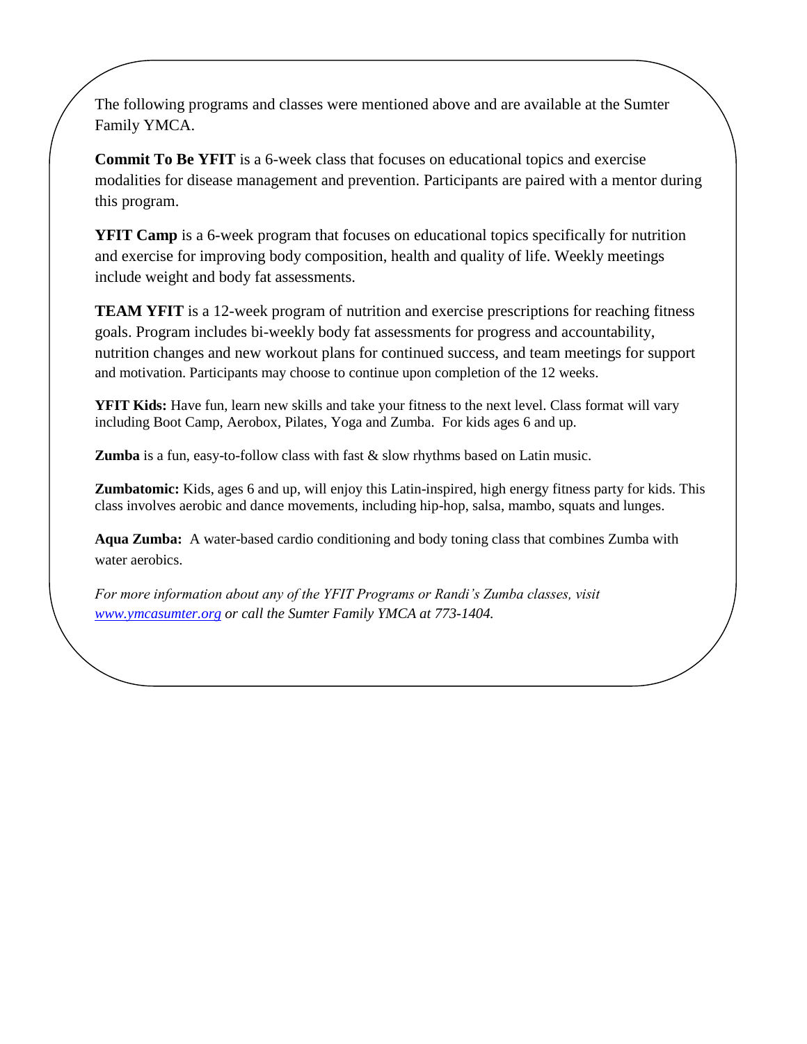The following programs and classes were mentioned above and are available at the Sumter Family YMCA.

**Commit To Be YFIT** is a 6-week class that focuses on educational topics and exercise modalities for disease management and prevention. Participants are paired with a mentor during this program.

**YFIT Camp** is a 6-week program that focuses on educational topics specifically for nutrition and exercise for improving body composition, health and quality of life. Weekly meetings include weight and body fat assessments.

**TEAM YFIT** is a 12-week program of nutrition and exercise prescriptions for reaching fitness goals. Program includes bi-weekly body fat assessments for progress and accountability, nutrition changes and new workout plans for continued success, and team meetings for support and motivation. Participants may choose to continue upon completion of the 12 weeks.

**YFIT Kids:** Have fun, learn new skills and take your fitness to the next level. Class format will vary including Boot Camp, Aerobox, Pilates, Yoga and Zumba. For kids ages 6 and up.

**Zumba** is a fun, easy-to-follow class with fast & slow rhythms based on Latin music.

**Zumbatomic:** Kids, ages 6 and up, will enjoy this Latin-inspired, high energy fitness party for kids. This class involves aerobic and dance movements, including hip-hop, salsa, mambo, squats and lunges.

**Aqua Zumba:** A water-based cardio conditioning and body toning class that combines Zumba with water aerobics.

*For more information about any of the YFIT Programs or Randi's Zumba classes, visit [www.ymcasumter.org](http://www.ymcasumter.org) or call the Sumter Family YMCA at 773-1404.*